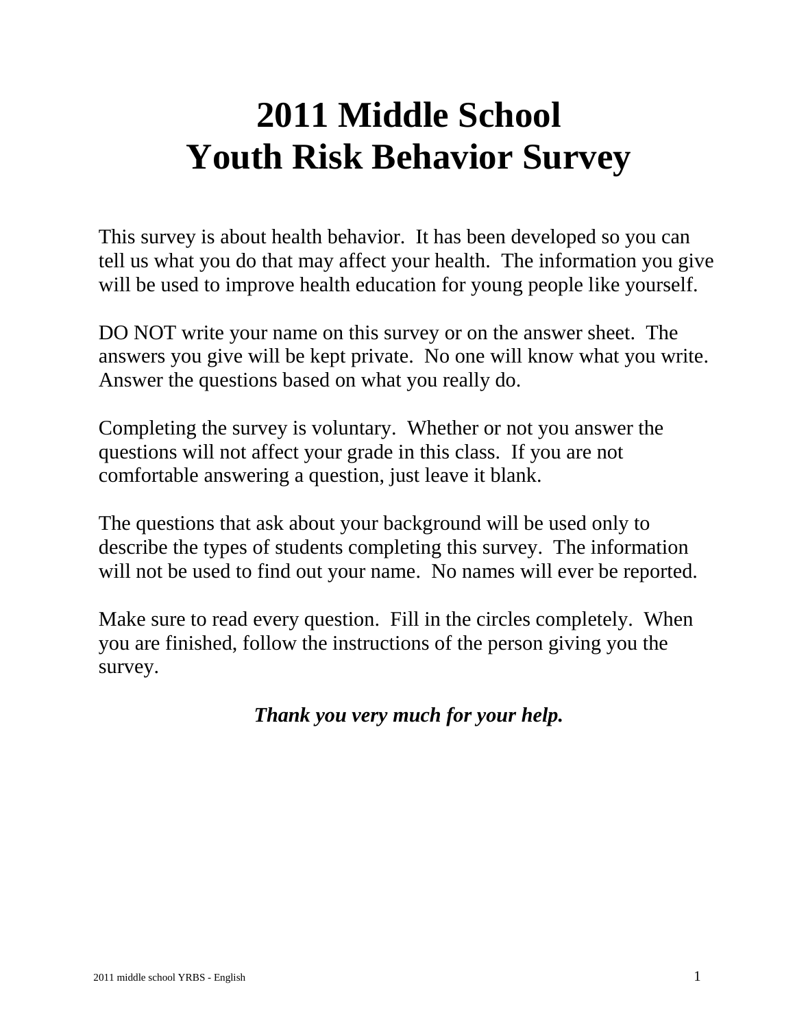# 2011 Middle School
# Youth Risk Behavior Survey

This survey is about health behavior. It has been developed so you can tell us what you do that may affect your health. The information you give will be used to improve health education for young people like yourself.

DO NOT write your name on this survey or on the answer sheet. The answers you give will be kept private. No one will know what you write. Answer the questions based on what you really do.

Completing the survey is voluntary. Whether or not you answer the questions will not affect your grade in this class. If you are not comfortable answering a question, just leave it blank.

The questions that ask about your background will be used only to describe the types of students completing this survey. The information will not be used to find out your name. No names will ever be reported.

Make sure to read every question. Fill in the circles completely. When you are finished, follow the instructions of the person giving you the survey.

***Thank you very much for your help.***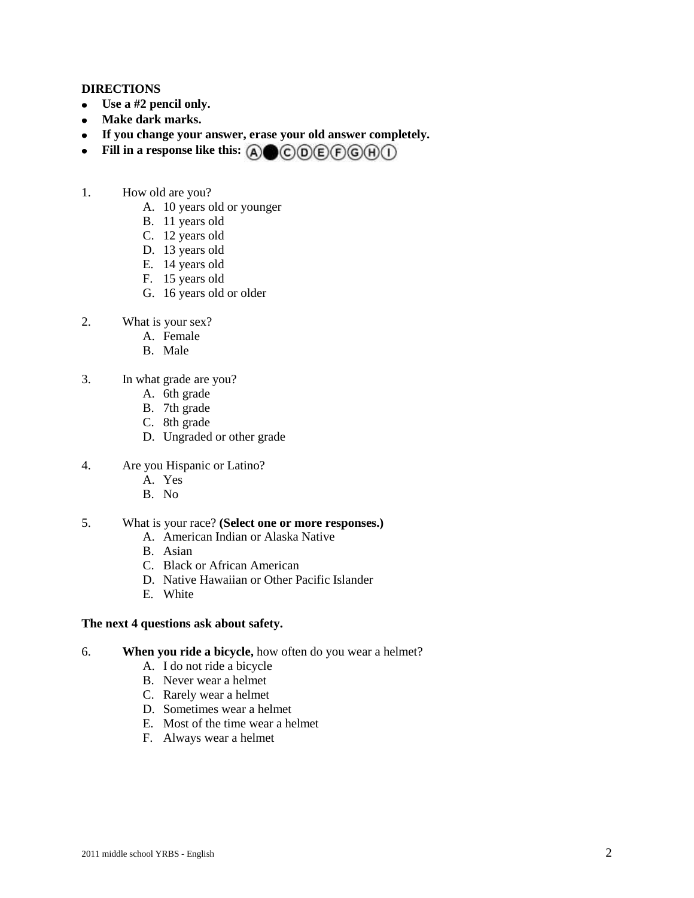**DIRECTIONS**

- **Use a #2 pencil only.**
- **Make dark marks.**
- **If you change your answer, erase your old answer completely.**
- **Fill in a response like this:** Ⓐ● Ⓒ Ⓓ Ⓔ Ⓕ Ⓖ Ⓗ Ⓘ

1. How old are you?
   - A. 10 years old or younger
   - B. 11 years old
   - C. 12 years old
   - D. 13 years old
   - E. 14 years old
   - F. 15 years old
   - G. 16 years old or older

2. What is your sex?
   - A. Female
   - B. Male

3. In what grade are you?
   - A. 6th grade
   - B. 7th grade
   - C. 8th grade
   - D. Ungraded or other grade

4. Are you Hispanic or Latino?
   - A. Yes
   - B. No

5. What is your race? **(Select one or more responses.)**
   - A. American Indian or Alaska Native
   - B. Asian
   - C. Black or African American
   - D. Native Hawaiian or Other Pacific Islander
   - E. White

**The next 4 questions ask about safety.**

6. **When you ride a bicycle,** how often do you wear a helmet?
   - A. I do not ride a bicycle
   - B. Never wear a helmet
   - C. Rarely wear a helmet
   - D. Sometimes wear a helmet
   - E. Most of the time wear a helmet
   - F. Always wear a helmet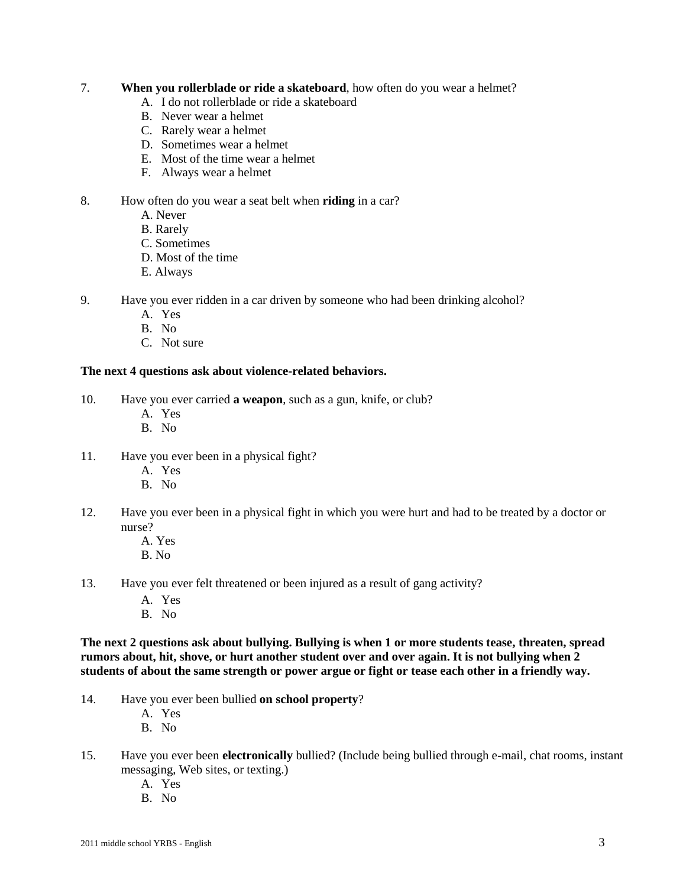7. **When you rollerblade or ride a skateboard**, how often do you wear a helmet?
   - A. I do not rollerblade or ride a skateboard
   - B. Never wear a helmet
   - C. Rarely wear a helmet
   - D. Sometimes wear a helmet
   - E. Most of the time wear a helmet
   - F. Always wear a helmet

8. How often do you wear a seat belt when **riding** in a car?
   - A. Never
   - B. Rarely
   - C. Sometimes
   - D. Most of the time
   - E. Always

9. Have you ever ridden in a car driven by someone who had been drinking alcohol?
   - A. Yes
   - B. No
   - C. Not sure

**The next 4 questions ask about violence-related behaviors.**

10. Have you ever carried **a weapon**, such as a gun, knife, or club?
    - A. Yes
    - B. No

11. Have you ever been in a physical fight?
    - A. Yes
    - B. No

12. Have you ever been in a physical fight in which you were hurt and had to be treated by a doctor or nurse?
    - A. Yes
    - B. No

13. Have you ever felt threatened or been injured as a result of gang activity?
    - A. Yes
    - B. No

**The next 2 questions ask about bullying. Bullying is when 1 or more students tease, threaten, spread rumors about, hit, shove, or hurt another student over and over again. It is not bullying when 2 students of about the same strength or power argue or fight or tease each other in a friendly way.**

14. Have you ever been bullied **on school property**?
    - A. Yes
    - B. No

15. Have you ever been **electronically** bullied? (Include being bullied through e-mail, chat rooms, instant messaging, Web sites, or texting.)
    - A. Yes
    - B. No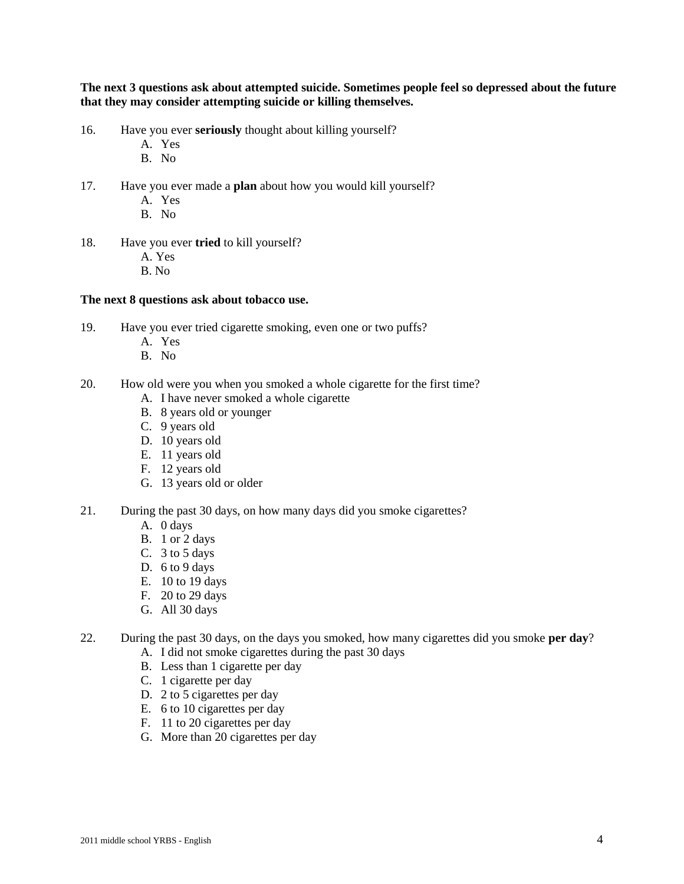**The next 3 questions ask about attempted suicide. Sometimes people feel so depressed about the future that they may consider attempting suicide or killing themselves.**

16. Have you ever **seriously** thought about killing yourself?
    - A. Yes
    - B. No

17. Have you ever made a **plan** about how you would kill yourself?
    - A. Yes
    - B. No

18. Have you ever **tried** to kill yourself?
    - A. Yes
    - B. No

**The next 8 questions ask about tobacco use.**

19. Have you ever tried cigarette smoking, even one or two puffs?
    - A. Yes
    - B. No

20. How old were you when you smoked a whole cigarette for the first time?
    - A. I have never smoked a whole cigarette
    - B. 8 years old or younger
    - C. 9 years old
    - D. 10 years old
    - E. 11 years old
    - F. 12 years old
    - G. 13 years old or older

21. During the past 30 days, on how many days did you smoke cigarettes?
    - A. 0 days
    - B. 1 or 2 days
    - C. 3 to 5 days
    - D. 6 to 9 days
    - E. 10 to 19 days
    - F. 20 to 29 days
    - G. All 30 days

22. During the past 30 days, on the days you smoked, how many cigarettes did you smoke **per day**?
    - A. I did not smoke cigarettes during the past 30 days
    - B. Less than 1 cigarette per day
    - C. 1 cigarette per day
    - D. 2 to 5 cigarettes per day
    - E. 6 to 10 cigarettes per day
    - F. 11 to 20 cigarettes per day
    - G. More than 20 cigarettes per day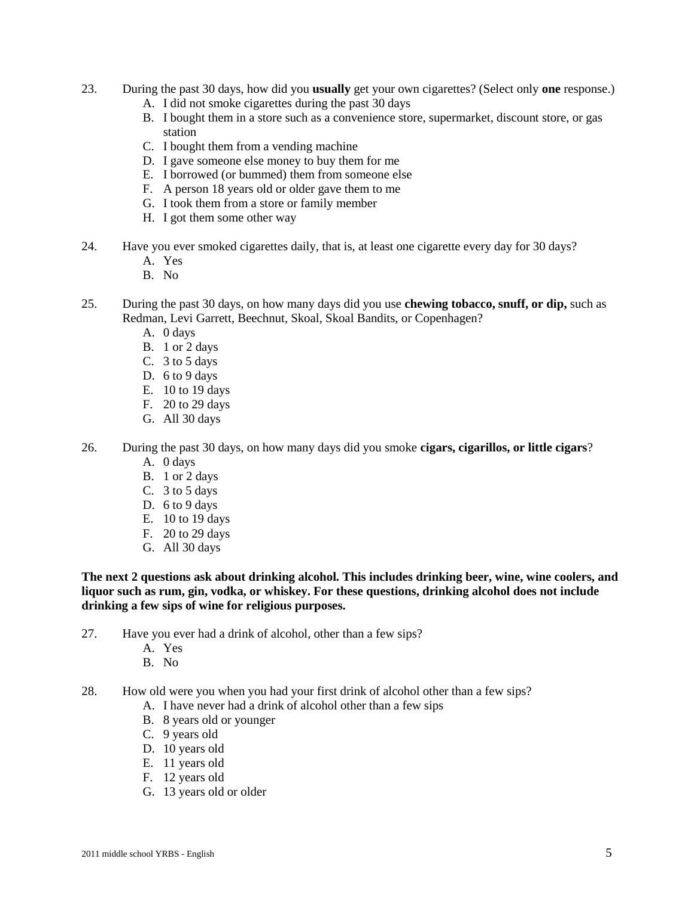23. During the past 30 days, how did you **usually** get your own cigarettes? (Select only **one** response.)
    - A. I did not smoke cigarettes during the past 30 days
    - B. I bought them in a store such as a convenience store, supermarket, discount store, or gas station
    - C. I bought them from a vending machine
    - D. I gave someone else money to buy them for me
    - E. I borrowed (or bummed) them from someone else
    - F. A person 18 years old or older gave them to me
    - G. I took them from a store or family member
    - H. I got them some other way

24. Have you ever smoked cigarettes daily, that is, at least one cigarette every day for 30 days?
    - A. Yes
    - B. No

25. During the past 30 days, on how many days did you use **chewing tobacco, snuff, or dip,** such as Redman, Levi Garrett, Beechnut, Skoal, Skoal Bandits, or Copenhagen?
    - A. 0 days
    - B. 1 or 2 days
    - C. 3 to 5 days
    - D. 6 to 9 days
    - E. 10 to 19 days
    - F. 20 to 29 days
    - G. All 30 days

26. During the past 30 days, on how many days did you smoke **cigars, cigarillos, or little cigars**?
    - A. 0 days
    - B. 1 or 2 days
    - C. 3 to 5 days
    - D. 6 to 9 days
    - E. 10 to 19 days
    - F. 20 to 29 days
    - G. All 30 days

**The next 2 questions ask about drinking alcohol. This includes drinking beer, wine, wine coolers, and liquor such as rum, gin, vodka, or whiskey. For these questions, drinking alcohol does not include drinking a few sips of wine for religious purposes.**

27. Have you ever had a drink of alcohol, other than a few sips?
    - A. Yes
    - B. No

28. How old were you when you had your first drink of alcohol other than a few sips?
    - A. I have never had a drink of alcohol other than a few sips
    - B. 8 years old or younger
    - C. 9 years old
    - D. 10 years old
    - E. 11 years old
    - F. 12 years old
    - G. 13 years old or older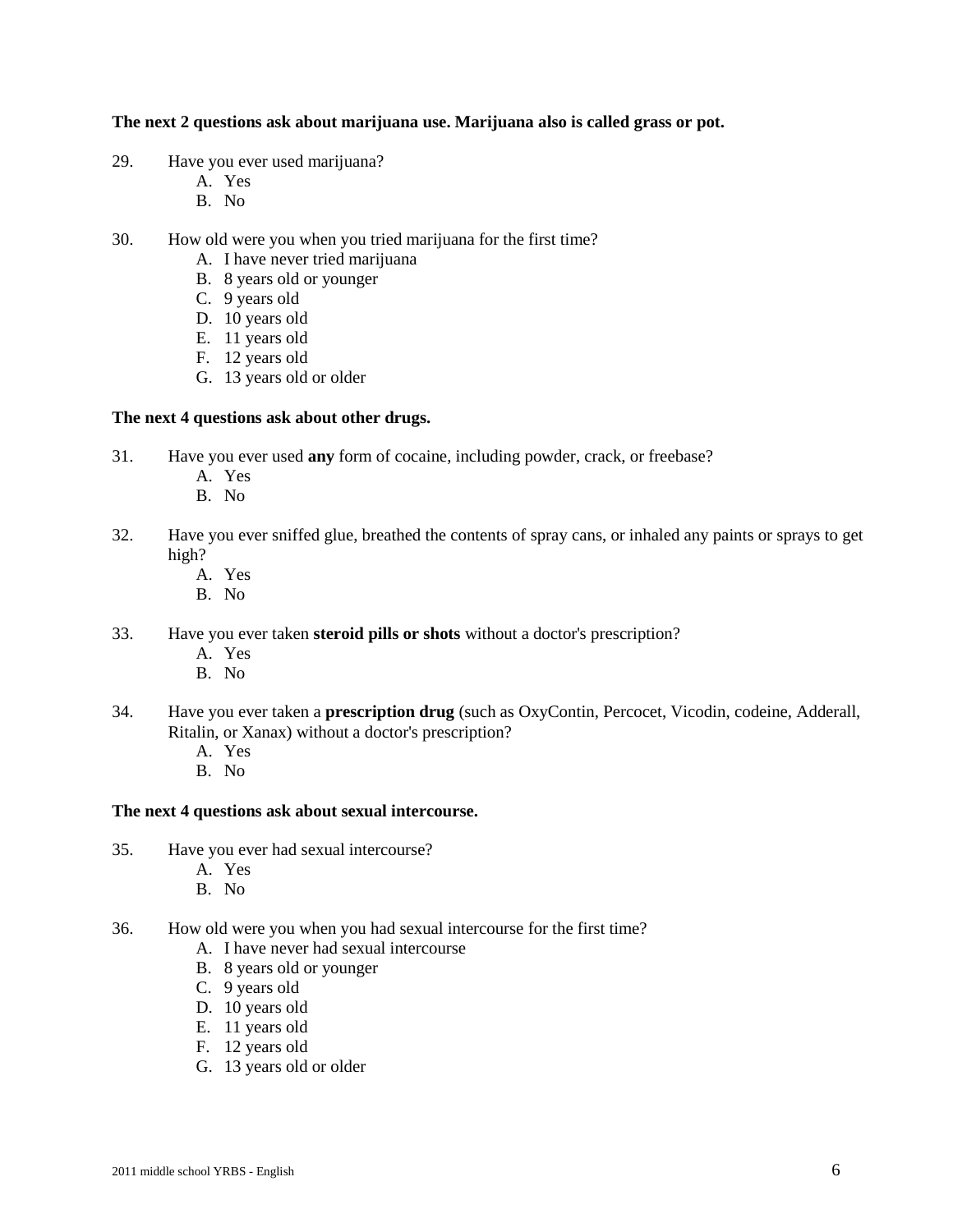**The next 2 questions ask about marijuana use. Marijuana also is called grass or pot.**

29. Have you ever used marijuana?
    - A. Yes
    - B. No

30. How old were you when you tried marijuana for the first time?
    - A. I have never tried marijuana
    - B. 8 years old or younger
    - C. 9 years old
    - D. 10 years old
    - E. 11 years old
    - F. 12 years old
    - G. 13 years old or older

**The next 4 questions ask about other drugs.**

31. Have you ever used **any** form of cocaine, including powder, crack, or freebase?
    - A. Yes
    - B. No

32. Have you ever sniffed glue, breathed the contents of spray cans, or inhaled any paints or sprays to get high?
    - A. Yes
    - B. No

33. Have you ever taken **steroid pills or shots** without a doctor's prescription?
    - A. Yes
    - B. No

34. Have you ever taken a **prescription drug** (such as OxyContin, Percocet, Vicodin, codeine, Adderall, Ritalin, or Xanax) without a doctor's prescription?
    - A. Yes
    - B. No

**The next 4 questions ask about sexual intercourse.**

35. Have you ever had sexual intercourse?
    - A. Yes
    - B. No

36. How old were you when you had sexual intercourse for the first time?
    - A. I have never had sexual intercourse
    - B. 8 years old or younger
    - C. 9 years old
    - D. 10 years old
    - E. 11 years old
    - F. 12 years old
    - G. 13 years old or older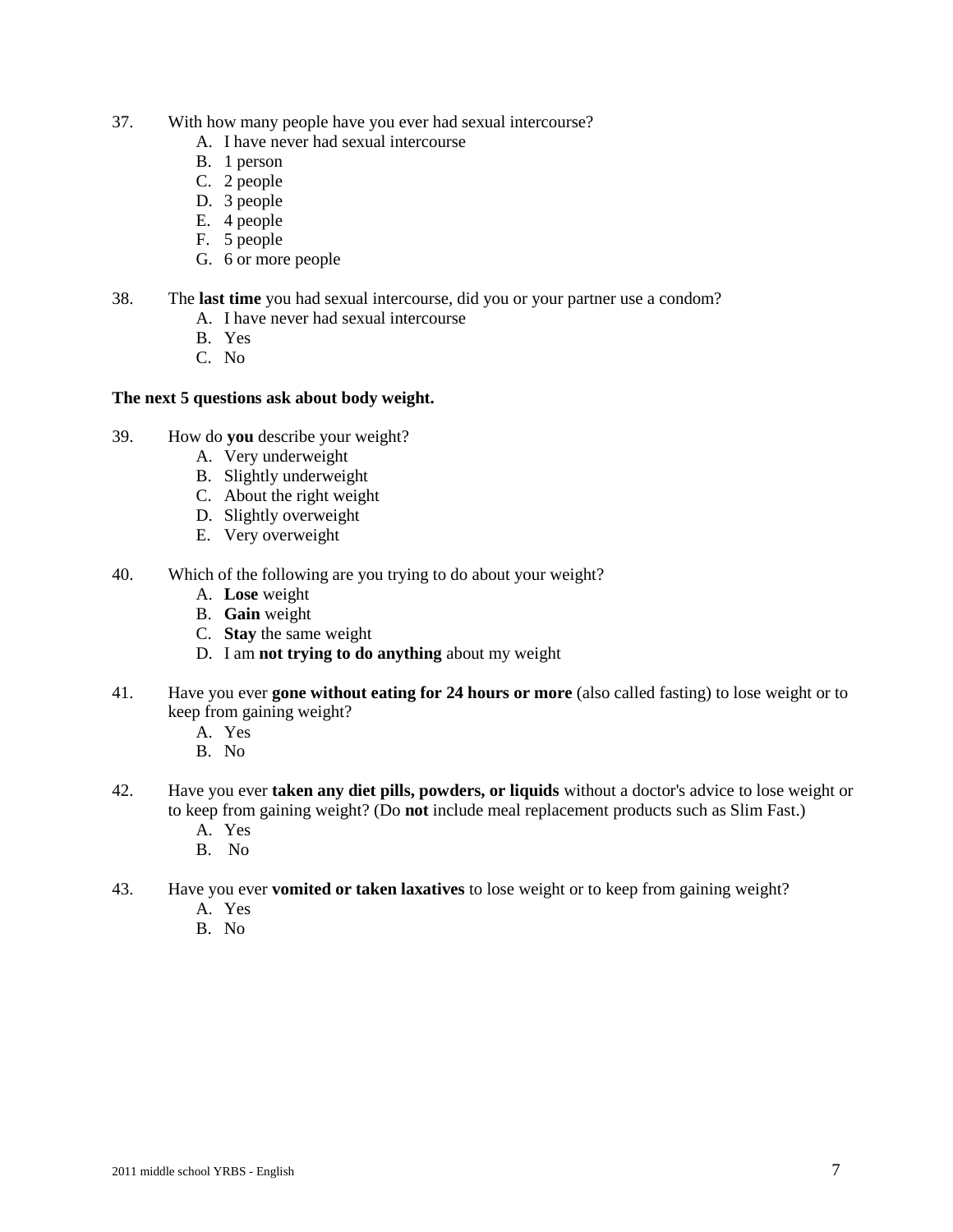37. With how many people have you ever had sexual intercourse?
    A. I have never had sexual intercourse
    B. 1 person
    C. 2 people
    D. 3 people
    E. 4 people
    F. 5 people
    G. 6 or more people

38. The **last time** you had sexual intercourse, did you or your partner use a condom?
    A. I have never had sexual intercourse
    B. Yes
    C. No

**The next 5 questions ask about body weight.**

39. How do **you** describe your weight?
    A. Very underweight
    B. Slightly underweight
    C. About the right weight
    D. Slightly overweight
    E. Very overweight

40. Which of the following are you trying to do about your weight?
    A. **Lose** weight
    B. **Gain** weight
    C. **Stay** the same weight
    D. I am **not trying to do anything** about my weight

41. Have you ever **gone without eating for 24 hours or more** (also called fasting) to lose weight or to keep from gaining weight?
    A. Yes
    B. No

42. Have you ever **taken any diet pills, powders, or liquids** without a doctor's advice to lose weight or to keep from gaining weight? (Do **not** include meal replacement products such as Slim Fast.)
    A. Yes
    B. No

43. Have you ever **vomited or taken laxatives** to lose weight or to keep from gaining weight?
    A. Yes
    B. No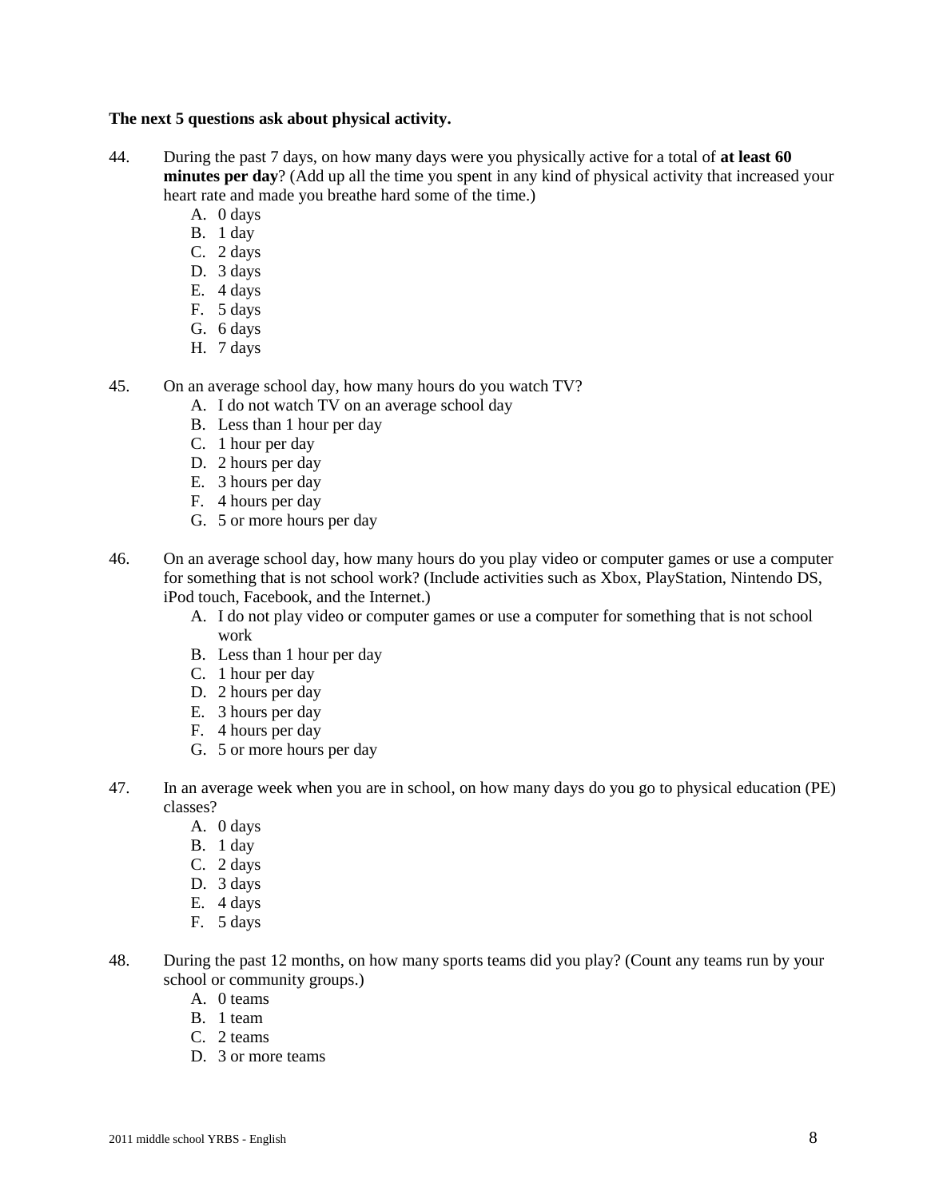**The next 5 questions ask about physical activity.**

44. During the past 7 days, on how many days were you physically active for a total of **at least 60 minutes per day**? (Add up all the time you spent in any kind of physical activity that increased your heart rate and made you breathe hard some of the time.)
    - A. 0 days
    - B. 1 day
    - C. 2 days
    - D. 3 days
    - E. 4 days
    - F. 5 days
    - G. 6 days
    - H. 7 days

45. On an average school day, how many hours do you watch TV?
    - A. I do not watch TV on an average school day
    - B. Less than 1 hour per day
    - C. 1 hour per day
    - D. 2 hours per day
    - E. 3 hours per day
    - F. 4 hours per day
    - G. 5 or more hours per day

46. On an average school day, how many hours do you play video or computer games or use a computer for something that is not school work? (Include activities such as Xbox, PlayStation, Nintendo DS, iPod touch, Facebook, and the Internet.)
    - A. I do not play video or computer games or use a computer for something that is not school work
    - B. Less than 1 hour per day
    - C. 1 hour per day
    - D. 2 hours per day
    - E. 3 hours per day
    - F. 4 hours per day
    - G. 5 or more hours per day

47. In an average week when you are in school, on how many days do you go to physical education (PE) classes?
    - A. 0 days
    - B. 1 day
    - C. 2 days
    - D. 3 days
    - E. 4 days
    - F. 5 days

48. During the past 12 months, on how many sports teams did you play? (Count any teams run by your school or community groups.)
    - A. 0 teams
    - B. 1 team
    - C. 2 teams
    - D. 3 or more teams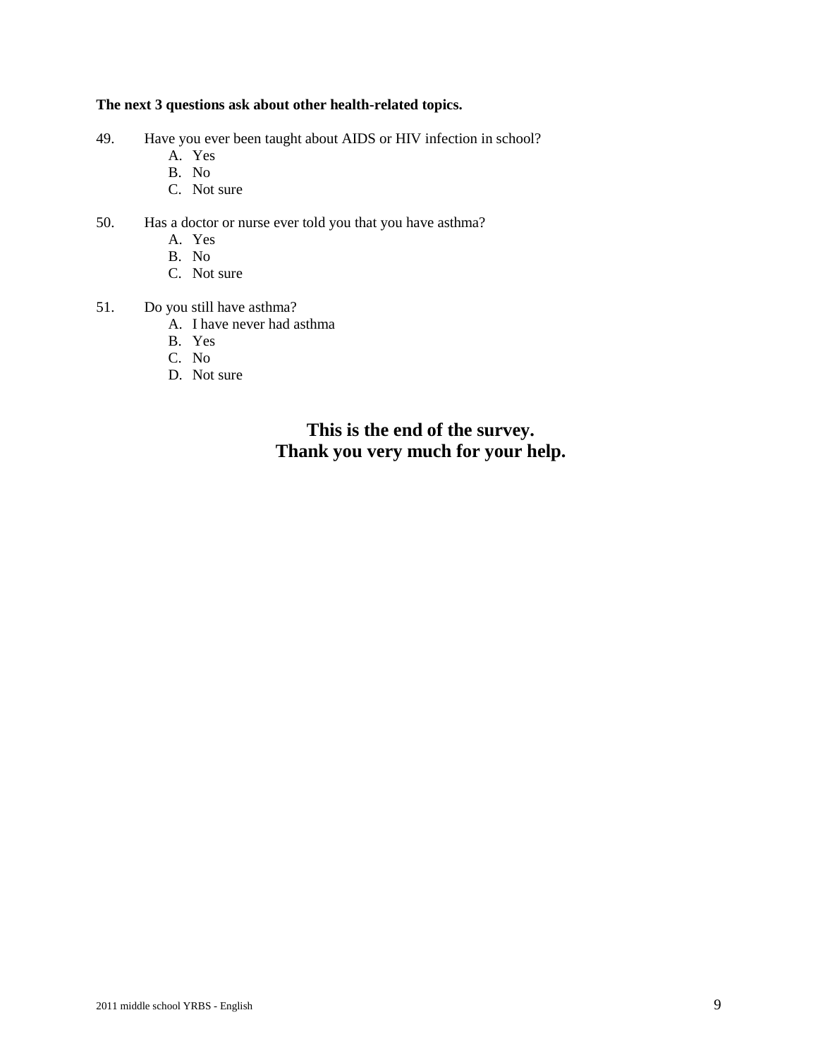**The next 3 questions ask about other health-related topics.**

49. Have you ever been taught about AIDS or HIV infection in school?
    A. Yes
    B. No
    C. Not sure

50. Has a doctor or nurse ever told you that you have asthma?
    A. Yes
    B. No
    C. Not sure

51. Do you still have asthma?
    A. I have never had asthma
    B. Yes
    C. No
    D. Not sure

**This is the end of the survey.**
**Thank you very much for your help.**